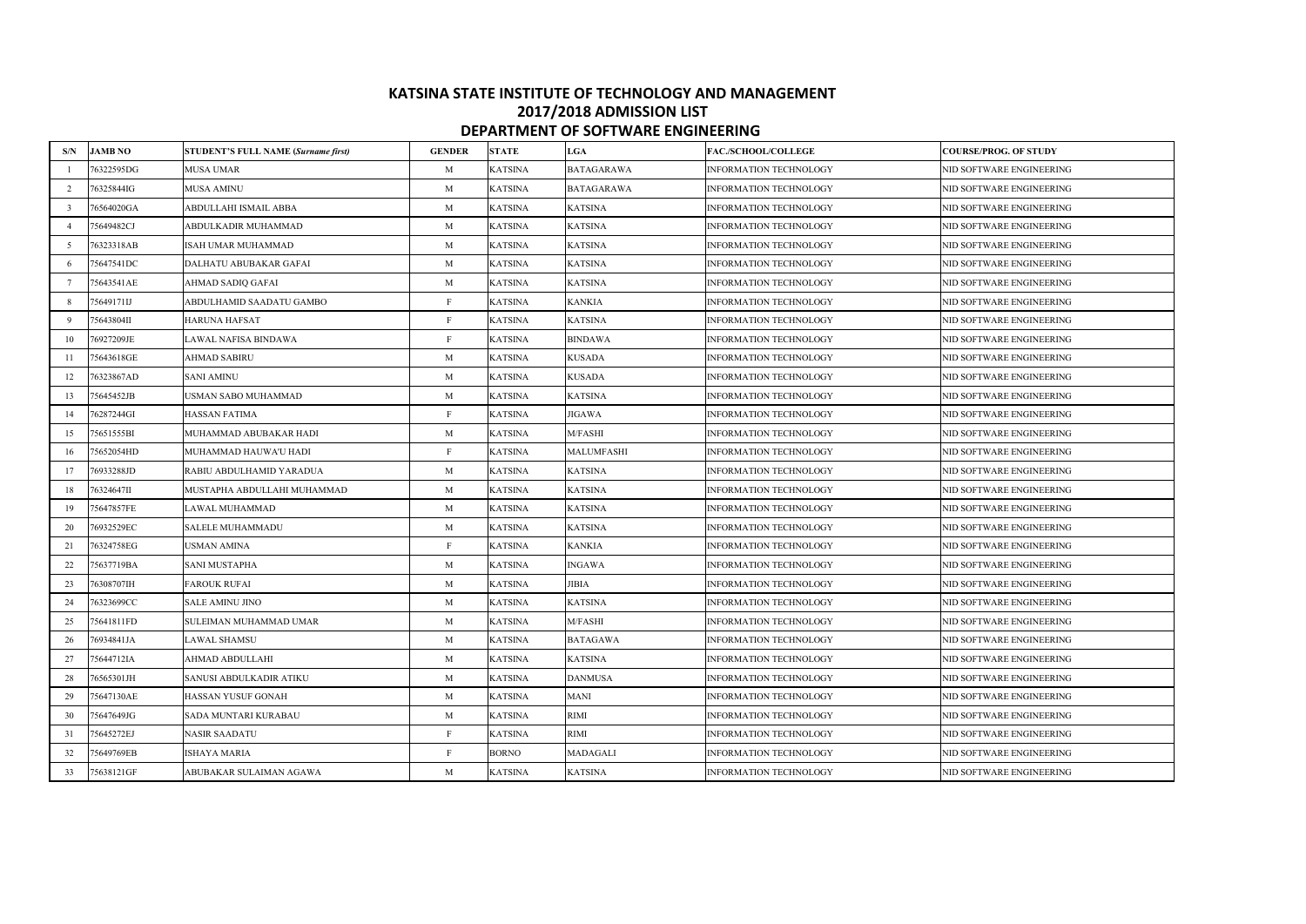# KATSINA STATE INSTITUTE OF TECHNOLOGY AND MANAGEMENT

## 2017/2018 ADMISSION LIST

### DEPARTMENT OF SOFTWARE ENGINEERING

| S/N | JAMB NO | STUDENT'S FULL NAME (*Surname first*) | GENDER | STATE | LGA | FAC./SCHOOL/COLLEGE | COURSE/PROG. OF STUDY |
|---|---|---|---|---|---|---|---|
| 1 | 76322595DG | MUSA UMAR | M | KATSINA | BATAGARAWA | INFORMATION TECHNOLOGY | NID SOFTWARE ENGINEERING |
| 2 | 76325844IG | MUSA AMINU | M | KATSINA | BATAGARAWA | INFORMATION TECHNOLOGY | NID SOFTWARE ENGINEERING |
| 3 | 76564020GA | ABDULLAHI ISMAIL ABBA | M | KATSINA | KATSINA | INFORMATION TECHNOLOGY | NID SOFTWARE ENGINEERING |
| 4 | 75649482CJ | ABDULKADIR MUHAMMAD | M | KATSINA | KATSINA | INFORMATION TECHNOLOGY | NID SOFTWARE ENGINEERING |
| 5 | 76323318AB | ISAH UMAR MUHAMMAD | M | KATSINA | KATSINA | INFORMATION TECHNOLOGY | NID SOFTWARE ENGINEERING |
| 6 | 75647541DC | DALHATU ABUBAKAR GAFAI | M | KATSINA | KATSINA | INFORMATION TECHNOLOGY | NID SOFTWARE ENGINEERING |
| 7 | 75643541AE | AHMAD SADIQ GAFAI | M | KATSINA | KATSINA | INFORMATION TECHNOLOGY | NID SOFTWARE ENGINEERING |
| 8 | 75649171IJ | ABDULHAMID SAADATU GAMBO | F | KATSINA | KANKIA | INFORMATION TECHNOLOGY | NID SOFTWARE ENGINEERING |
| 9 | 75643804II | HARUNA HAFSAT | F | KATSINA | KATSINA | INFORMATION TECHNOLOGY | NID SOFTWARE ENGINEERING |
| 10 | 76927209JE | LAWAL NAFISA BINDAWA | F | KATSINA | BINDAWA | INFORMATION TECHNOLOGY | NID SOFTWARE ENGINEERING |
| 11 | 75643618GE | AHMAD SABIRU | M | KATSINA | KUSADA | INFORMATION TECHNOLOGY | NID SOFTWARE ENGINEERING |
| 12 | 76323867AD | SANI AMINU | M | KATSINA | KUSADA | INFORMATION TECHNOLOGY | NID SOFTWARE ENGINEERING |
| 13 | 75645452JB | USMAN SABO MUHAMMAD | M | KATSINA | KATSINA | INFORMATION TECHNOLOGY | NID SOFTWARE ENGINEERING |
| 14 | 76287244GI | HASSAN FATIMA | F | KATSINA | JIGAWA | INFORMATION TECHNOLOGY | NID SOFTWARE ENGINEERING |
| 15 | 75651555BI | MUHAMMAD ABUBAKAR HADI | M | KATSINA | M/FASHI | INFORMATION TECHNOLOGY | NID SOFTWARE ENGINEERING |
| 16 | 75652054HD | MUHAMMAD HAUWA'U HADI | F | KATSINA | MALUMFASHI | INFORMATION TECHNOLOGY | NID SOFTWARE ENGINEERING |
| 17 | 76933288JD | RABIU ABDULHAMID YARADUA | M | KATSINA | KATSINA | INFORMATION TECHNOLOGY | NID SOFTWARE ENGINEERING |
| 18 | 76324647II | MUSTAPHA ABDULLAHI MUHAMMAD | M | KATSINA | KATSINA | INFORMATION TECHNOLOGY | NID SOFTWARE ENGINEERING |
| 19 | 75647857FE | LAWAL MUHAMMAD | M | KATSINA | KATSINA | INFORMATION TECHNOLOGY | NID SOFTWARE ENGINEERING |
| 20 | 76932529EC | SALELE MUHAMMADU | M | KATSINA | KATSINA | INFORMATION TECHNOLOGY | NID SOFTWARE ENGINEERING |
| 21 | 76324758EG | USMAN AMINA | F | KATSINA | KANKIA | INFORMATION TECHNOLOGY | NID SOFTWARE ENGINEERING |
| 22 | 75637719BA | SANI MUSTAPHA | M | KATSINA | INGAWA | INFORMATION TECHNOLOGY | NID SOFTWARE ENGINEERING |
| 23 | 76308707IH | FAROUK RUFAI | M | KATSINA | JIBIA | INFORMATION TECHNOLOGY | NID SOFTWARE ENGINEERING |
| 24 | 76323699CC | SALE AMINU JINO | M | KATSINA | KATSINA | INFORMATION TECHNOLOGY | NID SOFTWARE ENGINEERING |
| 25 | 75641811FD | SULEIMAN MUHAMMAD UMAR | M | KATSINA | M/FASHI | INFORMATION TECHNOLOGY | NID SOFTWARE ENGINEERING |
| 26 | 76934841JA | LAWAL SHAMSU | M | KATSINA | BATAGAWA | INFORMATION TECHNOLOGY | NID SOFTWARE ENGINEERING |
| 27 | 75644712IA | AHMAD ABDULLAHI | M | KATSINA | KATSINA | INFORMATION TECHNOLOGY | NID SOFTWARE ENGINEERING |
| 28 | 76565301JH | SANUSI ABDULKADIR ATIKU | M | KATSINA | DANMUSA | INFORMATION TECHNOLOGY | NID SOFTWARE ENGINEERING |
| 29 | 75647130AE | HASSAN YUSUF GONAH | M | KATSINA | MANI | INFORMATION TECHNOLOGY | NID SOFTWARE ENGINEERING |
| 30 | 75647649JG | SADA MUNTARI KURABAU | M | KATSINA | RIMI | INFORMATION TECHNOLOGY | NID SOFTWARE ENGINEERING |
| 31 | 75645272EJ | NASIR SAADATU | F | KATSINA | RIMI | INFORMATION TECHNOLOGY | NID SOFTWARE ENGINEERING |
| 32 | 75649769EB | ISHAYA MARIA | F | BORNO | MADAGALI | INFORMATION TECHNOLOGY | NID SOFTWARE ENGINEERING |
| 33 | 75638121GF | ABUBAKAR SULAIMAN AGAWA | M | KATSINA | KATSINA | INFORMATION TECHNOLOGY | NID SOFTWARE ENGINEERING |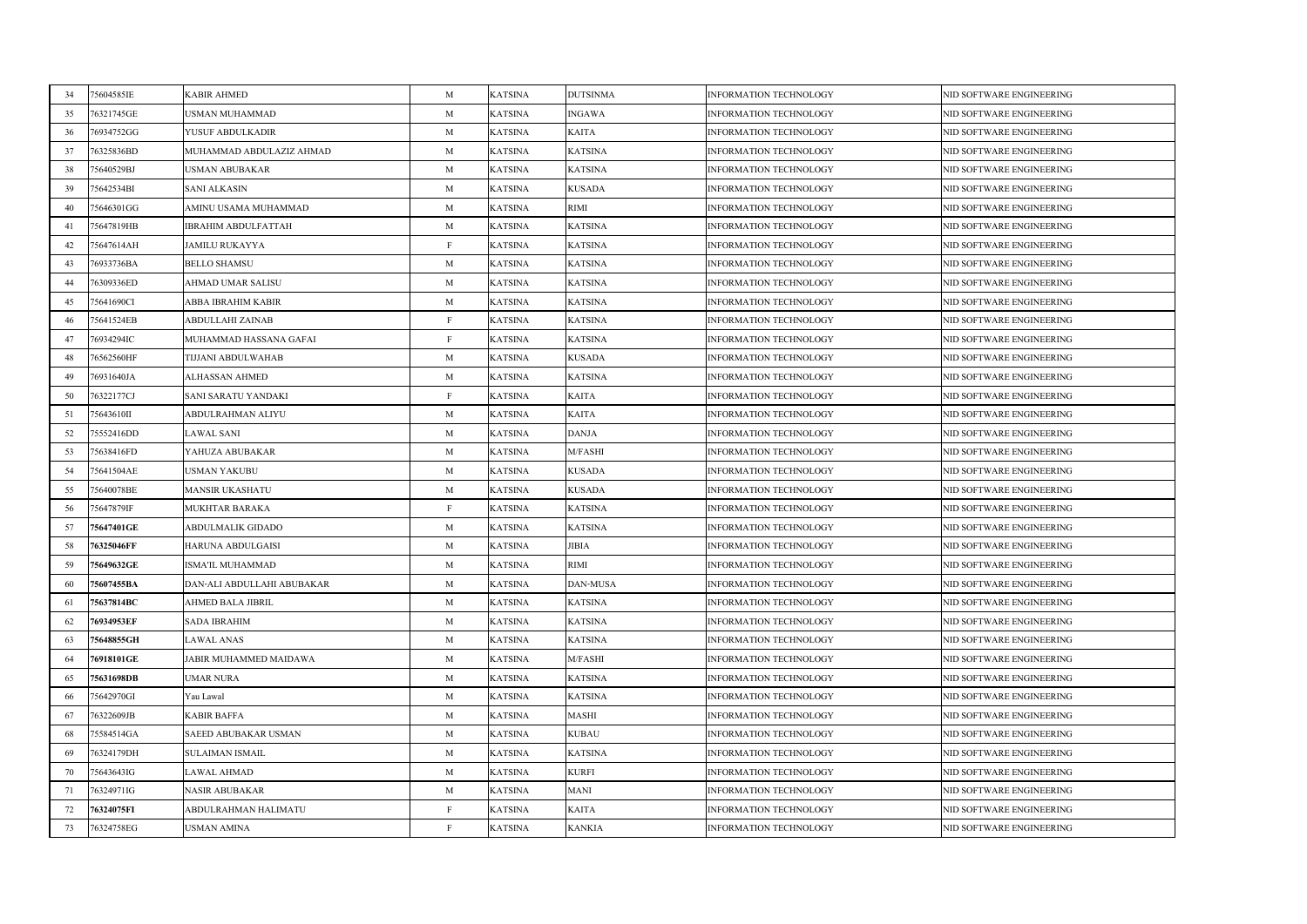| | | | | | | | |
|---|---|---|---|---|---|---|---|
| 34 | 75604585IE | KABIR AHMED | M | KATSINA | DUTSINMA | INFORMATION TECHNOLOGY | NID SOFTWARE ENGINEERING |
| 35 | 76321745GE | USMAN MUHAMMAD | M | KATSINA | INGAWA | INFORMATION TECHNOLOGY | NID SOFTWARE ENGINEERING |
| 36 | 76934752GG | YUSUF ABDULKADIR | M | KATSINA | KAITA | INFORMATION TECHNOLOGY | NID SOFTWARE ENGINEERING |
| 37 | 76325836BD | MUHAMMAD ABDULAZIZ AHMAD | M | KATSINA | KATSINA | INFORMATION TECHNOLOGY | NID SOFTWARE ENGINEERING |
| 38 | 75640529BJ | USMAN ABUBAKAR | M | KATSINA | KATSINA | INFORMATION TECHNOLOGY | NID SOFTWARE ENGINEERING |
| 39 | 75642534BI | SANI ALKASIN | M | KATSINA | KUSADA | INFORMATION TECHNOLOGY | NID SOFTWARE ENGINEERING |
| 40 | 75646301GG | AMINU USAMA MUHAMMAD | M | KATSINA | RIMI | INFORMATION TECHNOLOGY | NID SOFTWARE ENGINEERING |
| 41 | 75647819HB | IBRAHIM ABDULFATTAH | M | KATSINA | KATSINA | INFORMATION TECHNOLOGY | NID SOFTWARE ENGINEERING |
| 42 | 75647614AH | JAMILU RUKAYYA | F | KATSINA | KATSINA | INFORMATION TECHNOLOGY | NID SOFTWARE ENGINEERING |
| 43 | 76933736BA | BELLO SHAMSU | M | KATSINA | KATSINA | INFORMATION TECHNOLOGY | NID SOFTWARE ENGINEERING |
| 44 | 76309336ED | AHMAD UMAR SALISU | M | KATSINA | KATSINA | INFORMATION TECHNOLOGY | NID SOFTWARE ENGINEERING |
| 45 | 75641690CI | ABBA IBRAHIM KABIR | M | KATSINA | KATSINA | INFORMATION TECHNOLOGY | NID SOFTWARE ENGINEERING |
| 46 | 75641524EB | ABDULLAHI ZAINAB | F | KATSINA | KATSINA | INFORMATION TECHNOLOGY | NID SOFTWARE ENGINEERING |
| 47 | 76934294IC | MUHAMMAD HASSANA GAFAI | F | KATSINA | KATSINA | INFORMATION TECHNOLOGY | NID SOFTWARE ENGINEERING |
| 48 | 76562560HF | TIJJANI ABDULWAHAB | M | KATSINA | KUSADA | INFORMATION TECHNOLOGY | NID SOFTWARE ENGINEERING |
| 49 | 76931640JA | ALHASSAN AHMED | M | KATSINA | KATSINA | INFORMATION TECHNOLOGY | NID SOFTWARE ENGINEERING |
| 50 | 76322177CJ | SANI SARATU YANDAKI | F | KATSINA | KAITA | INFORMATION TECHNOLOGY | NID SOFTWARE ENGINEERING |
| 51 | 75643610II | ABDULRAHMAN ALIYU | M | KATSINA | KAITA | INFORMATION TECHNOLOGY | NID SOFTWARE ENGINEERING |
| 52 | 75552416DD | LAWAL SANI | M | KATSINA | DANJA | INFORMATION TECHNOLOGY | NID SOFTWARE ENGINEERING |
| 53 | 75638416FD | YAHUZA ABUBAKAR | M | KATSINA | M/FASHI | INFORMATION TECHNOLOGY | NID SOFTWARE ENGINEERING |
| 54 | 75641504AE | USMAN YAKUBU | M | KATSINA | KUSADA | INFORMATION TECHNOLOGY | NID SOFTWARE ENGINEERING |
| 55 | 75640078BE | MANSIR UKASHATU | M | KATSINA | KUSADA | INFORMATION TECHNOLOGY | NID SOFTWARE ENGINEERING |
| 56 | 75647879IF | MUKHTAR BARAKA | F | KATSINA | KATSINA | INFORMATION TECHNOLOGY | NID SOFTWARE ENGINEERING |
| 57 | **75647401GE** | ABDULMALIK GIDADO | M | KATSINA | KATSINA | INFORMATION TECHNOLOGY | NID SOFTWARE ENGINEERING |
| 58 | **76325046FF** | HARUNA ABDULGAISI | M | KATSINA | JIBIA | INFORMATION TECHNOLOGY | NID SOFTWARE ENGINEERING |
| 59 | **75649632GE** | ISMA'IL MUHAMMAD | M | KATSINA | RIMI | INFORMATION TECHNOLOGY | NID SOFTWARE ENGINEERING |
| 60 | **75607455BA** | DAN-ALI ABDULLAHI ABUBAKAR | M | KATSINA | DAN-MUSA | INFORMATION TECHNOLOGY | NID SOFTWARE ENGINEERING |
| 61 | **75637814BC** | AHMED BALA JIBRIL | M | KATSINA | KATSINA | INFORMATION TECHNOLOGY | NID SOFTWARE ENGINEERING |
| 62 | **76934953EF** | SADA IBRAHIM | M | KATSINA | KATSINA | INFORMATION TECHNOLOGY | NID SOFTWARE ENGINEERING |
| 63 | **75648855GH** | LAWAL ANAS | M | KATSINA | KATSINA | INFORMATION TECHNOLOGY | NID SOFTWARE ENGINEERING |
| 64 | **76918101GE** | JABIR MUHAMMED MAIDAWA | M | KATSINA | M/FASHI | INFORMATION TECHNOLOGY | NID SOFTWARE ENGINEERING |
| 65 | **75631698DB** | UMAR NURA | M | KATSINA | KATSINA | INFORMATION TECHNOLOGY | NID SOFTWARE ENGINEERING |
| 66 | 75642970GI | Yau Lawal | M | KATSINA | KATSINA | INFORMATION TECHNOLOGY | NID SOFTWARE ENGINEERING |
| 67 | 76322609JB | KABIR BAFFA | M | KATSINA | MASHI | INFORMATION TECHNOLOGY | NID SOFTWARE ENGINEERING |
| 68 | 75584514GA | SAEED ABUBAKAR USMAN | M | KATSINA | KUBAU | INFORMATION TECHNOLOGY | NID SOFTWARE ENGINEERING |
| 69 | 76324179DH | SULAIMAN ISMAIL | M | KATSINA | KATSINA | INFORMATION TECHNOLOGY | NID SOFTWARE ENGINEERING |
| 70 | 75643643IG | LAWAL AHMAD | M | KATSINA | KURFI | INFORMATION TECHNOLOGY | NID SOFTWARE ENGINEERING |
| 71 | 76324971IG | NASIR ABUBAKAR | M | KATSINA | MANI | INFORMATION TECHNOLOGY | NID SOFTWARE ENGINEERING |
| 72 | **76324075FI** | ABDULRAHMAN HALIMATU | F | KATSINA | KAITA | INFORMATION TECHNOLOGY | NID SOFTWARE ENGINEERING |
| 73 | 76324758EG | USMAN AMINA | F | KATSINA | KANKIA | INFORMATION TECHNOLOGY | NID SOFTWARE ENGINEERING |